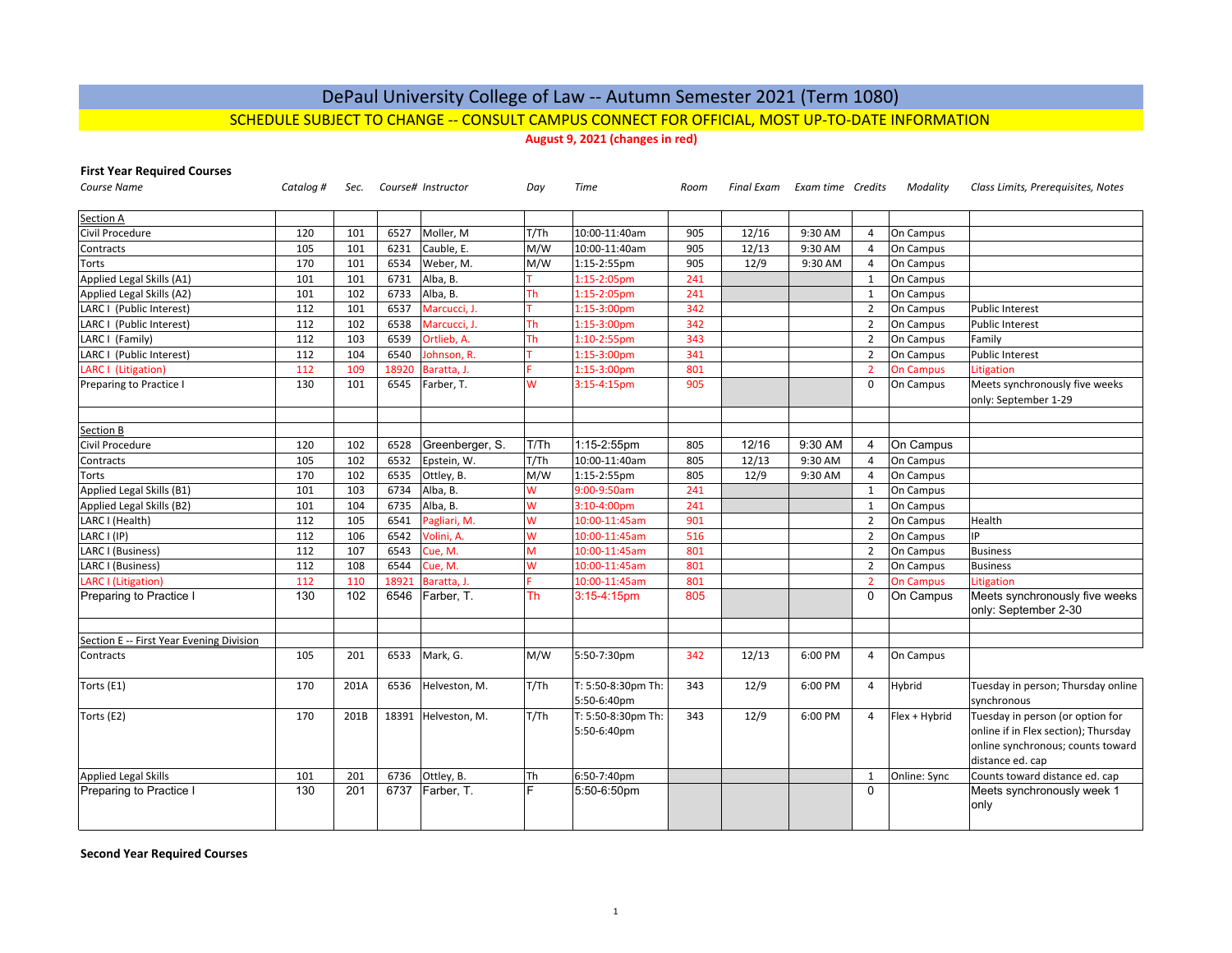# DePaul University College of Law -- Autumn Semester 2021 (Term 1080)

## SCHEDULE SUBJECT TO CHANGE -- CONSULT CAMPUS CONNECT FOR OFFICIAL, MOST UP-TO-DATE INFORMATION

**August 9, 2021 (changes in red)**

**First Year Required Courses**

| Course Name | Catalog # | Sec. | Course# | Instructor | Day | Time | Room | Final Exam | Exam time | Credits | Modality | Class Limits, Prerequisites, Notes |
|---|---|---|---|---|---|---|---|---|---|---|---|---|
| Section A | | | | | | | | | | | | |
| Civil Procedure | 120 | 101 | 6527 | Moller, M | T/Th | 10:00-11:40am | 905 | 12/16 | 9:30 AM | 4 | On Campus | |
| Contracts | 105 | 101 | 6231 | Cauble, E. | M/W | 10:00-11:40am | 905 | 12/13 | 9:30 AM | 4 | On Campus | |
| Torts | 170 | 101 | 6534 | Weber, M. | M/W | 1:15-2:55pm | 905 | 12/9 | 9:30 AM | 4 | On Campus | |
| Applied Legal Skills (A1) | 101 | 101 | 6731 | Alba, B. | T | 1:15-2:05pm | 241 | | | 1 | On Campus | |
| Applied Legal Skills (A2) | 101 | 102 | 6733 | Alba, B. | Th | 1:15-2:05pm | 241 | | | 1 | On Campus | |
| LARC I (Public Interest) | 112 | 101 | 6537 | Marcucci, J. | T | 1:15-3:00pm | 342 | | | 2 | On Campus | Public Interest |
| LARC I (Public Interest) | 112 | 102 | 6538 | Marcucci, J. | Th | 1:15-3:00pm | 342 | | | 2 | On Campus | Public Interest |
| LARC I (Family) | 112 | 103 | 6539 | Ortlieb, A. | Th | 1:10-2:55pm | 343 | | | 2 | On Campus | Family |
| LARC I (Public Interest) | 112 | 104 | 6540 | Johnson, R. | T | 1:15-3:00pm | 341 | | | 2 | On Campus | Public Interest |
| LARC I (Litigation) | 112 | 109 | 18920 | Baratta, J. | F | 1:15-3:00pm | 801 | | | 2 | On Campus | Litigation |
| Preparing to Practice I | 130 | 101 | 6545 | Farber, T. | W | 3:15-4:15pm | 905 | | | 0 | On Campus | Meets synchronously five weeks only: September 1-29 |
| | | | | | | | | | | | | |
| Section B | | | | | | | | | | | | |
| Civil Procedure | 120 | 102 | 6528 | Greenberger, S. | T/Th | 1:15-2:55pm | 805 | 12/16 | 9:30 AM | 4 | On Campus | |
| Contracts | 105 | 102 | 6532 | Epstein, W. | T/Th | 10:00-11:40am | 805 | 12/13 | 9:30 AM | 4 | On Campus | |
| Torts | 170 | 102 | 6535 | Ottley, B. | M/W | 1:15-2:55pm | 805 | 12/9 | 9:30 AM | 4 | On Campus | |
| Applied Legal Skills (B1) | 101 | 103 | 6734 | Alba, B. | W | 9:00-9:50am | 241 | | | 1 | On Campus | |
| Applied Legal Skills (B2) | 101 | 104 | 6735 | Alba, B. | W | 3:10-4:00pm | 241 | | | 1 | On Campus | |
| LARC I (Health) | 112 | 105 | 6541 | Pagliari, M. | W | 10:00-11:45am | 901 | | | 2 | On Campus | Health |
| LARC I (IP) | 112 | 106 | 6542 | Volini, A. | W | 10:00-11:45am | 516 | | | 2 | On Campus | IP |
| LARC I (Business) | 112 | 107 | 6543 | Cue, M. | M | 10:00-11:45am | 801 | | | 2 | On Campus | Business |
| LARC I (Business) | 112 | 108 | 6544 | Cue, M. | W | 10:00-11:45am | 801 | | | 2 | On Campus | Business |
| LARC I (Litigation) | 112 | 110 | 18921 | Baratta, J. | F | 10:00-11:45am | 801 | | | 2 | On Campus | Litigation |
| Preparing to Practice I | 130 | 102 | 6546 | Farber, T. | Th | 3:15-4:15pm | 805 | | | 0 | On Campus | Meets synchronously five weeks only: September 2-30 |
| | | | | | | | | | | | | |
| Section E -- First Year Evening Division | | | | | | | | | | | | |
| Contracts | 105 | 201 | 6533 | Mark, G. | M/W | 5:50-7:30pm | 342 | 12/13 | 6:00 PM | 4 | On Campus | |
| Torts (E1) | 170 | 201A | 6536 | Helveston, M. | T/Th | T: 5:50-8:30pm Th: 5:50-6:40pm | 343 | 12/9 | 6:00 PM | 4 | Hybrid | Tuesday in person; Thursday online synchronous |
| Torts (E2) | 170 | 201B | 18391 | Helveston, M. | T/Th | T: 5:50-8:30pm Th: 5:50-6:40pm | 343 | 12/9 | 6:00 PM | 4 | Flex + Hybrid | Tuesday in person (or option for online if in Flex section); Thursday online synchronous; counts toward distance ed. cap |
| Applied Legal Skills | 101 | 201 | 6736 | Ottley, B. | Th | 6:50-7:40pm | | | | 1 | Online: Sync | Counts toward distance ed. cap |
| Preparing to Practice I | 130 | 201 | 6737 | Farber, T. | F | 5:50-6:50pm | | | | 0 | | Meets synchronously week 1 only |

**Second Year Required Courses**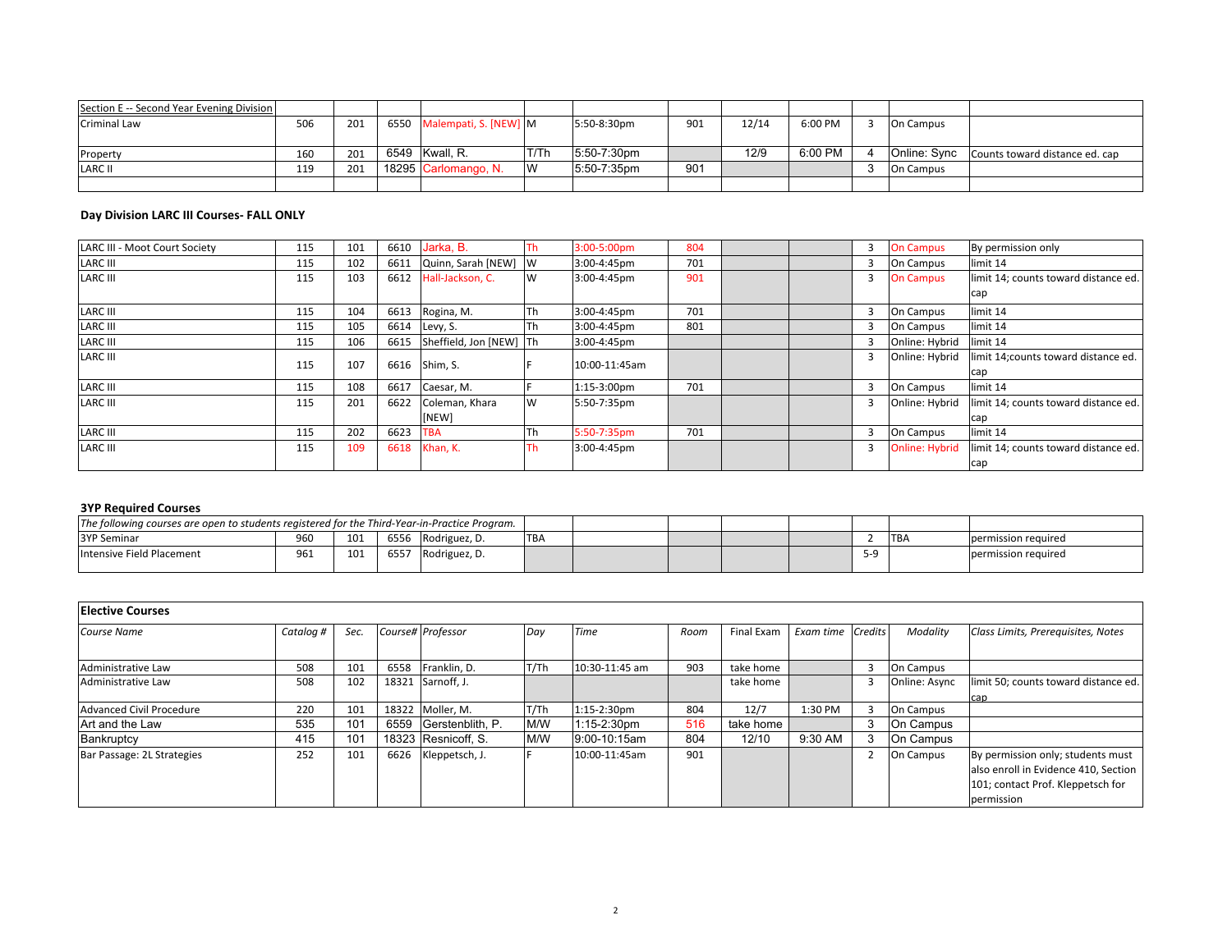| Section E -- Second Year Evening Division | | | | | | | | | | | | |
|---|---|---|---|---|---|---|---|---|---|---|---|---|
| Criminal Law | 506 | 201 | 6550 | Malempati, S. [NEW] | M | 5:50-8:30pm | 901 | 12/14 | 6:00 PM | 3 | On Campus | |
| Property | 160 | 201 | 6549 | Kwall, R. | T/Th | 5:50-7:30pm | | 12/9 | 6:00 PM | 4 | Online: Sync | Counts toward distance ed. cap |
| LARC II | 119 | 201 | 18295 | Carlomango, N. | W | 5:50-7:35pm | 901 | | | 3 | On Campus | |
| | | | | | | | | | | | | |

**Day Division LARC III Courses- FALL ONLY**

| | | | | | | | | | | | | |
|---|---|---|---|---|---|---|---|---|---|---|---|---|
| LARC III - Moot Court Society | 115 | 101 | 6610 | Jarka, B. | Th | 3:00-5:00pm | 804 | | | 3 | On Campus | By permission only |
| LARC III | 115 | 102 | 6611 | Quinn, Sarah [NEW] | W | 3:00-4:45pm | 701 | | | 3 | On Campus | limit 14 |
| LARC III | 115 | 103 | 6612 | Hall-Jackson, C. | W | 3:00-4:45pm | 901 | | | 3 | On Campus | limit 14; counts toward distance ed. cap |
| LARC III | 115 | 104 | 6613 | Rogina, M. | Th | 3:00-4:45pm | 701 | | | 3 | On Campus | limit 14 |
| LARC III | 115 | 105 | 6614 | Levy, S. | Th | 3:00-4:45pm | 801 | | | 3 | On Campus | limit 14 |
| LARC III | 115 | 106 | 6615 | Sheffield, Jon [NEW] | Th | 3:00-4:45pm | | | | 3 | Online: Hybrid | limit 14 |
| LARC III | 115 | 107 | 6616 | Shim, S. | F | 10:00-11:45am | | | | 3 | Online: Hybrid | limit 14;counts toward distance ed. cap |
| LARC III | 115 | 108 | 6617 | Caesar, M. | F | 1:15-3:00pm | 701 | | | 3 | On Campus | limit 14 |
| LARC III | 115 | 201 | 6622 | Coleman, Khara [NEW] | W | 5:50-7:35pm | | | | 3 | Online: Hybrid | limit 14; counts toward distance ed. cap |
| LARC III | 115 | 202 | 6623 | TBA | Th | 5:50-7:35pm | 701 | | | 3 | On Campus | limit 14 |
| LARC III | 115 | 109 | 6618 | Khan, K. | Th | 3:00-4:45pm | | | | 3 | Online: Hybrid | limit 14; counts toward distance ed. cap |

**3YP Required Courses**

| *The following courses are open to students registered for the Third-Year-in-Practice Program.* | | | | | | | | | | | | |
|---|---|---|---|---|---|---|---|---|---|---|---|---|
| 3YP Seminar | 960 | 101 | 6556 | Rodriguez, D. | TBA | | | | | 2 | TBA | permission required |
| Intensive Field Placement | 961 | 101 | 6557 | Rodriguez, D. | | | | | | 5-9 | | permission required |

**Elective Courses**

| *Course Name* | *Catalog #* | *Sec.* | *Course#* | *Professor* | *Day* | *Time* | *Room* | Final Exam | *Exam time* | *Credits* | *Modality* | *Class Limits, Prerequisites, Notes* |
|---|---|---|---|---|---|---|---|---|---|---|---|---|
| Administrative Law | 508 | 101 | 6558 | Franklin, D. | T/Th | 10:30-11:45 am | 903 | take home | | 3 | On Campus | |
| Administrative Law | 508 | 102 | 18321 | Sarnoff, J. | | | | take home | | 3 | Online: Async | limit 50; counts toward distance ed. cap |
| Advanced Civil Procedure | 220 | 101 | 18322 | Moller, M. | T/Th | 1:15-2:30pm | 804 | 12/7 | 1:30 PM | 3 | On Campus | |
| Art and the Law | 535 | 101 | 6559 | Gerstenblith, P. | M/W | 1:15-2:30pm | 516 | take home | | 3 | On Campus | |
| Bankruptcy | 415 | 101 | 18323 | Resnicoff, S. | M/W | 9:00-10:15am | 804 | 12/10 | 9:30 AM | 3 | On Campus | |
| Bar Passage: 2L Strategies | 252 | 101 | 6626 | Kleppetsch, J. | F | 10:00-11:45am | 901 | | | 2 | On Campus | By permission only; students must also enroll in Evidence 410, Section 101; contact Prof. Kleppetsch for permission |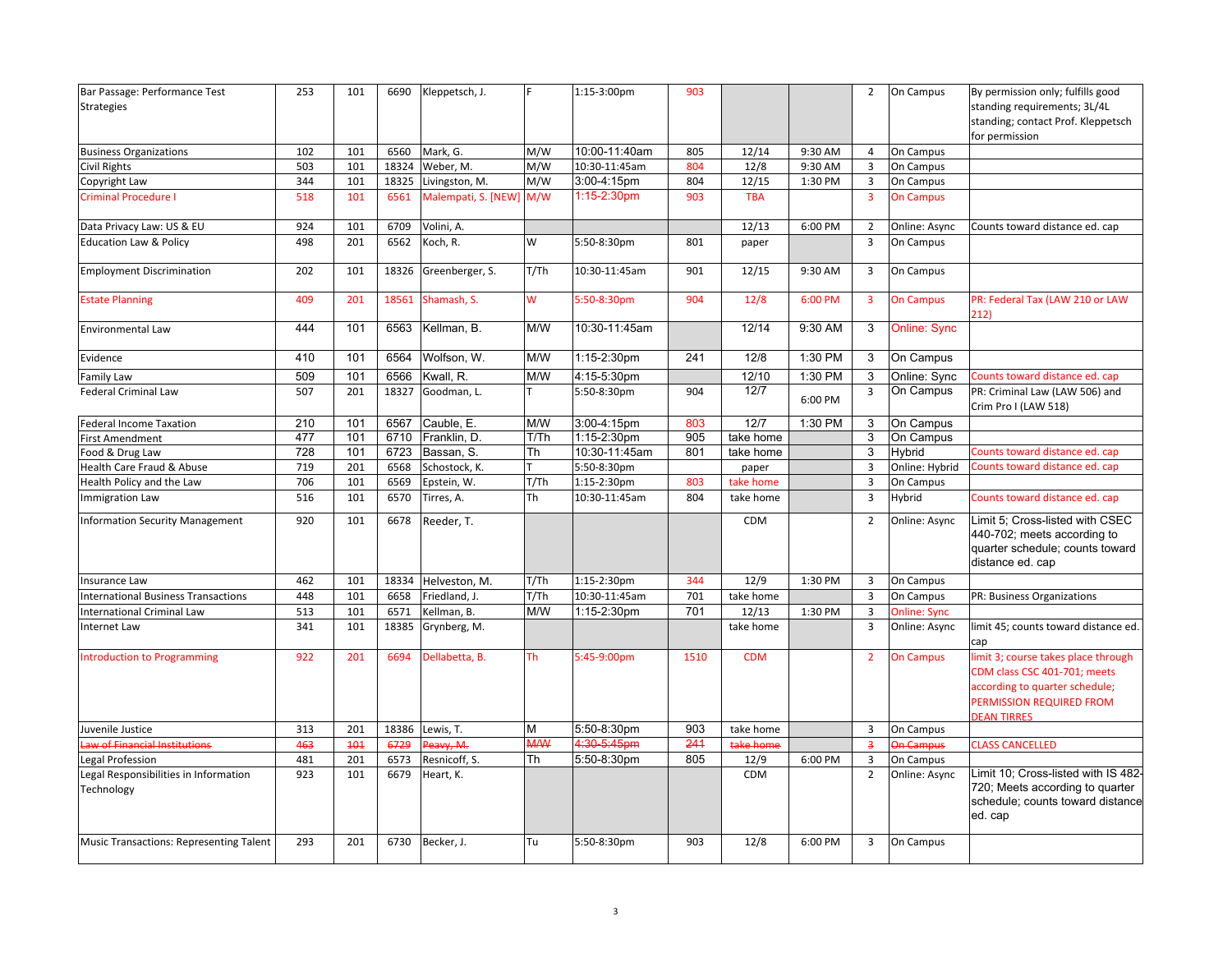| | | | | | | | | | | | | |
|---|---|---|---|---|---|---|---|---|---|---|---|---|
| Bar Passage: Performance Test Strategies | 253 | 101 | 6690 | Kleppetsch, J. | F | 1:15-3:00pm | 903 | | | 2 | On Campus | By permission only; fulfills good standing requirements; 3L/4L standing; contact Prof. Kleppetsch for permission |
| Business Organizations | 102 | 101 | 6560 | Mark, G. | M/W | 10:00-11:40am | 805 | 12/14 | 9:30 AM | 4 | On Campus | |
| Civil Rights | 503 | 101 | 18324 | Weber, M. | M/W | 10:30-11:45am | 804 | 12/8 | 9:30 AM | 3 | On Campus | |
| Copyright Law | 344 | 101 | 18325 | Livingston, M. | M/W | 3:00-4:15pm | 804 | 12/15 | 1:30 PM | 3 | On Campus | |
| Criminal Procedure I | 518 | 101 | 6561 | Malempati, S. [NEW] | M/W | 1:15-2:30pm | 903 | TBA | | 3 | On Campus | |
| Data Privacy Law: US & EU | 924 | 101 | 6709 | Volini, A. | | | | 12/13 | 6:00 PM | 2 | Online: Async | Counts toward distance ed. cap |
| Education Law & Policy | 498 | 201 | 6562 | Koch, R. | W | 5:50-8:30pm | 801 | paper | | 3 | On Campus | |
| Employment Discrimination | 202 | 101 | 18326 | Greenberger, S. | T/Th | 10:30-11:45am | 901 | 12/15 | 9:30 AM | 3 | On Campus | |
| Estate Planning | 409 | 201 | 18561 | Shamash, S. | W | 5:50-8:30pm | 904 | 12/8 | 6:00 PM | 3 | On Campus | PR: Federal Tax (LAW 210 or LAW 212) |
| Environmental Law | 444 | 101 | 6563 | Kellman, B. | M/W | 10:30-11:45am | | 12/14 | 9:30 AM | 3 | Online: Sync | |
| Evidence | 410 | 101 | 6564 | Wolfson, W. | M/W | 1:15-2:30pm | 241 | 12/8 | 1:30 PM | 3 | On Campus | |
| Family Law | 509 | 101 | 6566 | Kwall, R. | M/W | 4:15-5:30pm | | 12/10 | 1:30 PM | 3 | Online: Sync | Counts toward distance ed. cap |
| Federal Criminal Law | 507 | 201 | 18327 | Goodman, L. | T | 5:50-8:30pm | 904 | 12/7 | 6:00 PM | 3 | On Campus | PR: Criminal Law (LAW 506) and Crim Pro I (LAW 518) |
| Federal Income Taxation | 210 | 101 | 6567 | Cauble, E. | M/W | 3:00-4:15pm | 803 | 12/7 | 1:30 PM | 3 | On Campus | |
| First Amendment | 477 | 101 | 6710 | Franklin, D. | T/Th | 1:15-2:30pm | 905 | take home | | 3 | On Campus | |
| Food & Drug Law | 728 | 101 | 6723 | Bassan, S. | Th | 10:30-11:45am | 801 | take home | | 3 | Hybrid | Counts toward distance ed. cap |
| Health Care Fraud & Abuse | 719 | 201 | 6568 | Schostock, K. | T | 5:50-8:30pm | | paper | | 3 | Online: Hybrid | Counts toward distance ed. cap |
| Health Policy and the Law | 706 | 101 | 6569 | Epstein, W. | T/Th | 1:15-2:30pm | 803 | take home | | 3 | On Campus | |
| Immigration Law | 516 | 101 | 6570 | Tirres, A. | Th | 10:30-11:45am | 804 | take home | | 3 | Hybrid | Counts toward distance ed. cap |
| Information Security Management | 920 | 101 | 6678 | Reeder, T. | | | | CDM | | 2 | Online: Async | Limit 5; Cross-listed with CSEC 440-702; meets according to quarter schedule; counts toward distance ed. cap |
| Insurance Law | 462 | 101 | 18334 | Helveston, M. | T/Th | 1:15-2:30pm | 344 | 12/9 | 1:30 PM | 3 | On Campus | |
| International Business Transactions | 448 | 101 | 6658 | Friedland, J. | T/Th | 10:30-11:45am | 701 | take home | | 3 | On Campus | PR: Business Organizations |
| International Criminal Law | 513 | 101 | 6571 | Kellman, B. | M/W | 1:15-2:30pm | 701 | 12/13 | 1:30 PM | 3 | Online: Sync | |
| Internet Law | 341 | 101 | 18385 | Grynberg, M. | | | | take home | | 3 | Online: Async | limit 45; counts toward distance ed. cap |
| Introduction to Programming | 922 | 201 | 6694 | Dellabetta, B. | Th | 5:45-9:00pm | 1510 | CDM | | 2 | On Campus | limit 3; course takes place through CDM class CSC 401-701; meets according to quarter schedule; PERMISSION REQUIRED FROM DEAN TIRRES |
| Juvenile Justice | 313 | 201 | 18386 | Lewis, T. | M | 5:50-8:30pm | 903 | take home | | 3 | On Campus | |
| ~~Law of Financial Institutions~~ | ~~463~~ | ~~101~~ | ~~6729~~ | ~~Peavy, M.~~ | ~~M/W~~ | ~~4:30-5:45pm~~ | ~~241~~ | ~~take home~~ | | ~~3~~ | ~~On Campus~~ | CLASS CANCELLED |
| Legal Profession | 481 | 201 | 6573 | Resnicoff, S. | Th | 5:50-8:30pm | 805 | 12/9 | 6:00 PM | 3 | On Campus | |
| Legal Responsibilities in Information Technology | 923 | 101 | 6679 | Heart, K. | | | | CDM | | 2 | Online: Async | Limit 10; Cross-listed with IS 482-720; Meets according to quarter schedule; counts toward distance ed. cap |
| Music Transactions: Representing Talent | 293 | 201 | 6730 | Becker, J. | Tu | 5:50-8:30pm | 903 | 12/8 | 6:00 PM | 3 | On Campus | |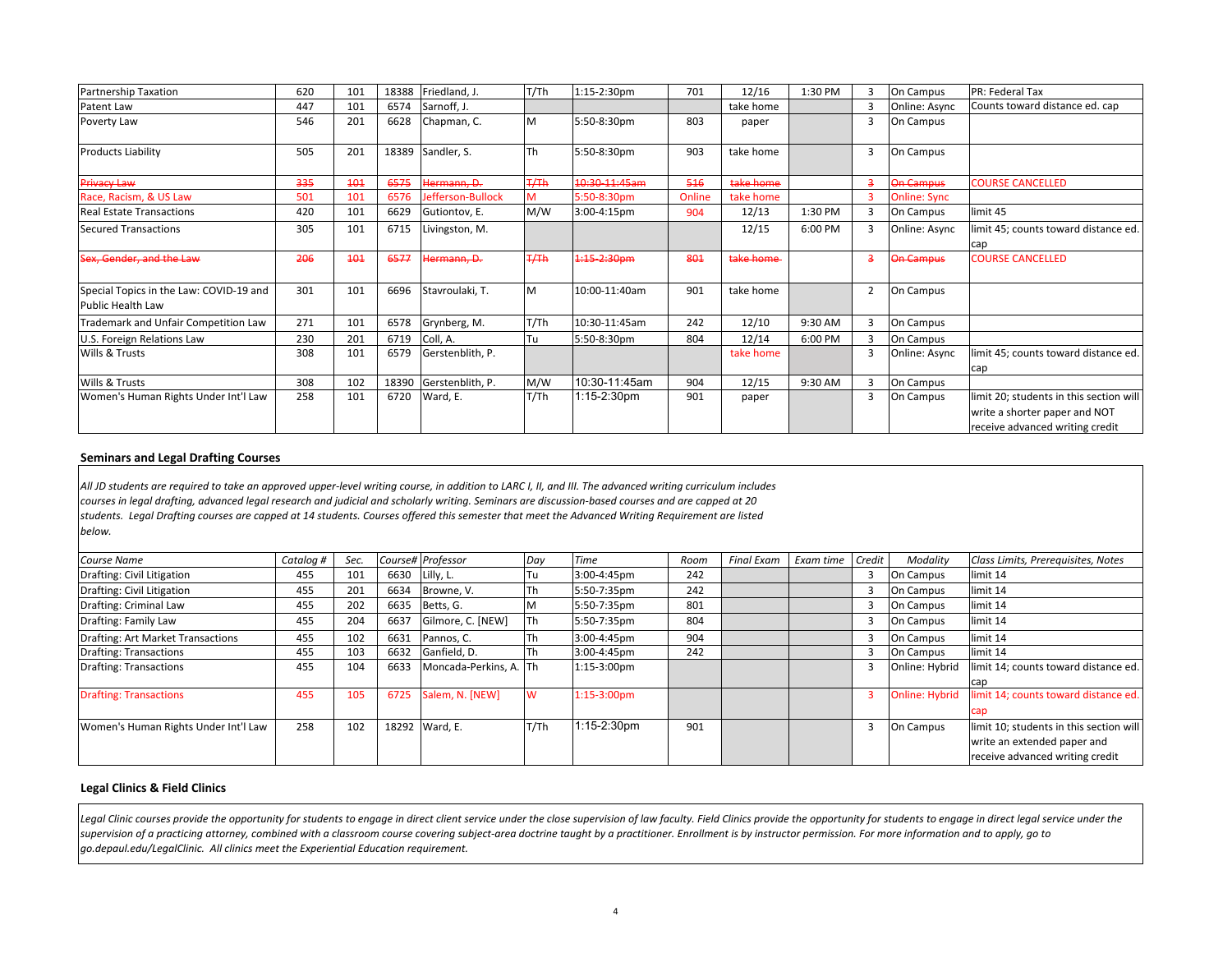| Course Name | Catalog # | Sec. | Course# | Professor | Day | Time | Room | Final Exam | Exam time | Credit | Modality | Class Limits, Prerequisites, Notes |
|---|---|---|---|---|---|---|---|---|---|---|---|---|
| Partnership Taxation | 620 | 101 | 18388 | Friedland, J. | T/Th | 1:15-2:30pm | 701 | 12/16 | 1:30 PM | 3 | On Campus | PR: Federal Tax |
| Patent Law | 447 | 101 | 6574 | Sarnoff, J. | | | | take home | | 3 | Online: Async | Counts toward distance ed. cap |
| Poverty Law | 546 | 201 | 6628 | Chapman, C. | M | 5:50-8:30pm | 803 | paper | | 3 | On Campus | |
| Products Liability | 505 | 201 | 18389 | Sandler, S. | Th | 5:50-8:30pm | 903 | take home | | 3 | On Campus | |
| ~~Privacy Law~~ | ~~335~~ | ~~101~~ | ~~6575~~ | ~~Hermann, D.~~ | ~~T/Th~~ | ~~10:30-11:45am~~ | ~~516~~ | ~~take home~~ | | ~~3~~ | ~~On Campus~~ | COURSE CANCELLED |
| Race, Racism, & US Law | 501 | 101 | 6576 | Jefferson-Bullock | M | 5:50-8:30pm | Online | take home | | 3 | Online: Sync | |
| Real Estate Transactions | 420 | 101 | 6629 | Gutiontov, E. | M/W | 3:00-4:15pm | 904 | 12/13 | 1:30 PM | 3 | On Campus | limit 45 |
| Secured Transactions | 305 | 101 | 6715 | Livingston, M. | | | | 12/15 | 6:00 PM | 3 | Online: Async | limit 45; counts toward distance ed. cap |
| ~~Sex, Gender, and the Law~~ | ~~206~~ | ~~101~~ | ~~6577~~ | ~~Hermann, D.~~ | ~~T/Th~~ | ~~1:15-2:30pm~~ | ~~801~~ | ~~take home~~ | | ~~3~~ | ~~On Campus~~ | COURSE CANCELLED |
| Special Topics in the Law: COVID-19 and Public Health Law | 301 | 101 | 6696 | Stavroulaki, T. | M | 10:00-11:40am | 901 | take home | | 2 | On Campus | |
| Trademark and Unfair Competition Law | 271 | 101 | 6578 | Grynberg, M. | T/Th | 10:30-11:45am | 242 | 12/10 | 9:30 AM | 3 | On Campus | |
| U.S. Foreign Relations Law | 230 | 201 | 6719 | Coll, A. | Tu | 5:50-8:30pm | 804 | 12/14 | 6:00 PM | 3 | On Campus | |
| Wills & Trusts | 308 | 101 | 6579 | Gerstenblith, P. | | | | take home | | 3 | Online: Async | limit 45; counts toward distance ed. cap |
| Wills & Trusts | 308 | 102 | 18390 | Gerstenblith, P. | M/W | 10:30-11:45am | 904 | 12/15 | 9:30 AM | 3 | On Campus | |
| Women's Human Rights Under Int'l Law | 258 | 101 | 6720 | Ward, E. | T/Th | 1:15-2:30pm | 901 | paper | | 3 | On Campus | limit 20; students in this section will write a shorter paper and NOT receive advanced writing credit |

## Seminars and Legal Drafting Courses

*All JD students are required to take an approved upper-level writing course, in addition to LARC I, II, and III. The advanced writing curriculum includes courses in legal drafting, advanced legal research and judicial and scholarly writing. Seminars are discussion-based courses and are capped at 20 students. Legal Drafting courses are capped at 14 students. Courses offered this semester that meet the Advanced Writing Requirement are listed below.*

| *Course Name* | *Catalog #* | *Sec.* | *Course#* | *Professor* | *Day* | *Time* | *Room* | *Final Exam* | *Exam time* | *Credit* | *Modality* | *Class Limits, Prerequisites, Notes* |
|---|---|---|---|---|---|---|---|---|---|---|---|---|
| Drafting: Civil Litigation | 455 | 101 | 6630 | Lilly, L. | Tu | 3:00-4:45pm | 242 | | | 3 | On Campus | limit 14 |
| Drafting: Civil Litigation | 455 | 201 | 6634 | Browne, V. | Th | 5:50-7:35pm | 242 | | | 3 | On Campus | limit 14 |
| Drafting: Criminal Law | 455 | 202 | 6635 | Betts, G. | M | 5:50-7:35pm | 801 | | | 3 | On Campus | limit 14 |
| Drafting: Family Law | 455 | 204 | 6637 | Gilmore, C. [NEW] | Th | 5:50-7:35pm | 804 | | | 3 | On Campus | limit 14 |
| Drafting: Art Market Transactions | 455 | 102 | 6631 | Pannos, C. | Th | 3:00-4:45pm | 904 | | | 3 | On Campus | limit 14 |
| Drafting: Transactions | 455 | 103 | 6632 | Ganfield, D. | Th | 3:00-4:45pm | 242 | | | 3 | On Campus | limit 14 |
| Drafting: Transactions | 455 | 104 | 6633 | Moncada-Perkins, A. | Th | 1:15-3:00pm | | | | 3 | Online: Hybrid | limit 14; counts toward distance ed. cap |
| Drafting: Transactions | 455 | 105 | 6725 | Salem, N. [NEW] | W | 1:15-3:00pm | | | | 3 | Online: Hybrid | limit 14; counts toward distance ed. cap |
| Women's Human Rights Under Int'l Law | 258 | 102 | 18292 | Ward, E. | T/Th | 1:15-2:30pm | 901 | | | 3 | On Campus | limit 10; students in this section will write an extended paper and receive advanced writing credit |

## Legal Clinics & Field Clinics

*Legal Clinic courses provide the opportunity for students to engage in direct client service under the close supervision of law faculty. Field Clinics provide the opportunity for students to engage in direct legal service under the supervision of a practicing attorney, combined with a classroom course covering subject-area doctrine taught by a practitioner. Enrollment is by instructor permission. For more information and to apply, go to go.depaul.edu/LegalClinic. All clinics meet the Experiential Education requirement.*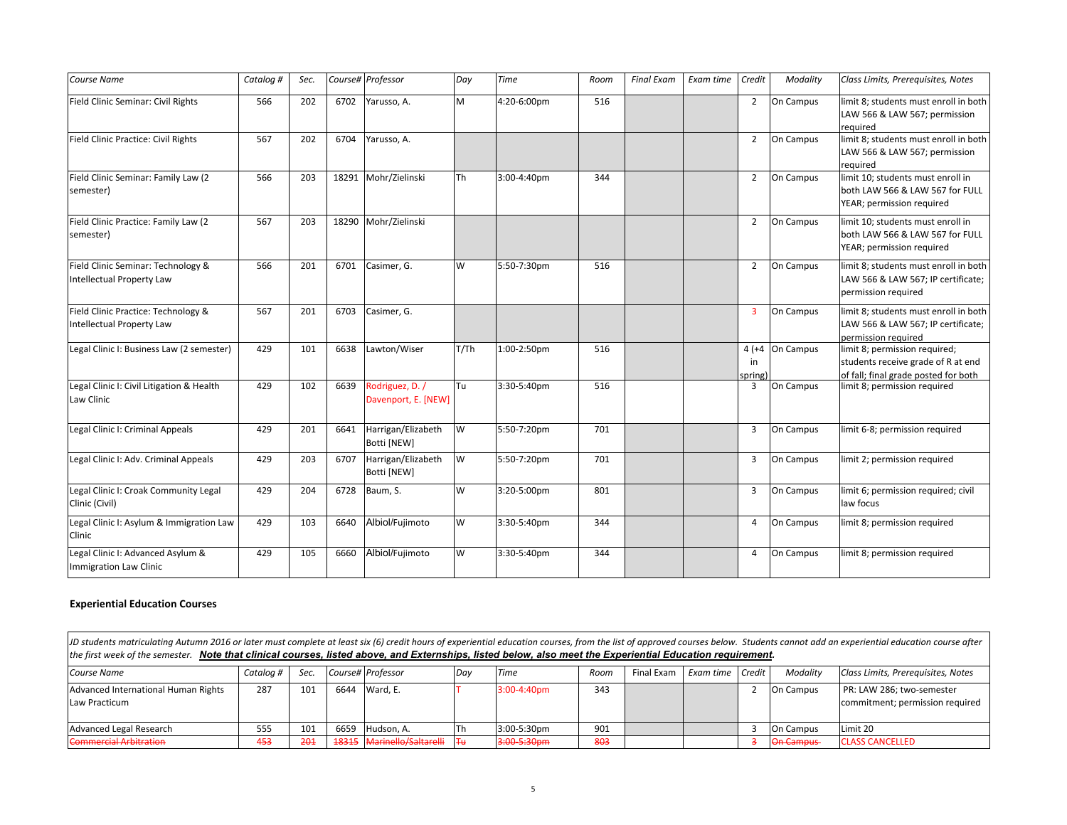| Course Name | Catalog # | Sec. | Course# | Professor | Day | Time | Room | Final Exam | Exam time | Credit | Modality | Class Limits, Prerequisites, Notes |
|---|---|---|---|---|---|---|---|---|---|---|---|---|
| Field Clinic Seminar: Civil Rights | 566 | 202 | 6702 | Yarusso, A. | M | 4:20-6:00pm | 516 | | | 2 | On Campus | limit 8; students must enroll in both LAW 566 & LAW 567; permission required |
| Field Clinic Practice: Civil Rights | 567 | 202 | 6704 | Yarusso, A. | | | | | | 2 | On Campus | limit 8; students must enroll in both LAW 566 & LAW 567; permission required |
| Field Clinic Seminar: Family Law (2 semester) | 566 | 203 | 18291 | Mohr/Zielinski | Th | 3:00-4:40pm | 344 | | | 2 | On Campus | limit 10; students must enroll in both LAW 566 & LAW 567 for FULL YEAR; permission required |
| Field Clinic Practice: Family Law (2 semester) | 567 | 203 | 18290 | Mohr/Zielinski | | | | | | 2 | On Campus | limit 10; students must enroll in both LAW 566 & LAW 567 for FULL YEAR; permission required |
| Field Clinic Seminar: Technology & Intellectual Property Law | 566 | 201 | 6701 | Casimer, G. | W | 5:50-7:30pm | 516 | | | 2 | On Campus | limit 8; students must enroll in both LAW 566 & LAW 567; IP certificate; permission required |
| Field Clinic Practice: Technology & Intellectual Property Law | 567 | 201 | 6703 | Casimer, G. | | | | | | 3 | On Campus | limit 8; students must enroll in both LAW 566 & LAW 567; IP certificate; permission required |
| Legal Clinic I: Business Law (2 semester) | 429 | 101 | 6638 | Lawton/Wiser | T/Th | 1:00-2:50pm | 516 | | | 4 (+4 in spring) | On Campus | limit 8; permission required; students receive grade of R at end of fall; final grade posted for both |
| Legal Clinic I: Civil Litigation & Health Law Clinic | 429 | 102 | 6639 | Rodriguez, D. / Davenport, E. [NEW] | Tu | 3:30-5:40pm | 516 | | | 3 | On Campus | limit 8; permission required |
| Legal Clinic I: Criminal Appeals | 429 | 201 | 6641 | Harrigan/Elizabeth Botti [NEW] | W | 5:50-7:20pm | 701 | | | 3 | On Campus | limit 6-8; permission required |
| Legal Clinic I: Adv. Criminal Appeals | 429 | 203 | 6707 | Harrigan/Elizabeth Botti [NEW] | W | 5:50-7:20pm | 701 | | | 3 | On Campus | limit 2; permission required |
| Legal Clinic I: Croak Community Legal Clinic (Civil) | 429 | 204 | 6728 | Baum, S. | W | 3:20-5:00pm | 801 | | | 3 | On Campus | limit 6; permission required; civil law focus |
| Legal Clinic I: Asylum & Immigration Law Clinic | 429 | 103 | 6640 | Albiol/Fujimoto | W | 3:30-5:40pm | 344 | | | 4 | On Campus | limit 8; permission required |
| Legal Clinic I: Advanced Asylum & Immigration Law Clinic | 429 | 105 | 6660 | Albiol/Fujimoto | W | 3:30-5:40pm | 344 | | | 4 | On Campus | limit 8; permission required |

### Experiential Education Courses

*JD students matriculating Autumn 2016 or later must complete at least six (6) credit hours of experiential education courses, from the list of approved courses below. Students cannot add an experiential education course after the first week of the semester.* ***Note that clinical courses, listed above, and Externships, listed below, also meet the Experiential Education requirement.***

| Course Name | Catalog # | Sec. | Course# | Professor | Day | Time | Room | Final Exam | Exam time | Credit | Modality | Class Limits, Prerequisites, Notes |
|---|---|---|---|---|---|---|---|---|---|---|---|---|
| Advanced International Human Rights Law Practicum | 287 | 101 | 6644 | Ward, E. | T | 3:00-4:40pm | 343 | | | 2 | On Campus | PR: LAW 286; two-semester commitment; permission required |
| Advanced Legal Research | 555 | 101 | 6659 | Hudson, A. | Th | 3:00-5:30pm | 901 | | | 3 | On Campus | Limit 20 |
| ~~Commercial Arbitration~~ | ~~453~~ | ~~201~~ | ~~18315~~ | ~~Marinello/Saltarelli~~ | ~~Tu~~ | ~~3:00-5:30pm~~ | ~~803~~ | | | ~~3~~ | ~~On Campus~~ | CLASS CANCELLED |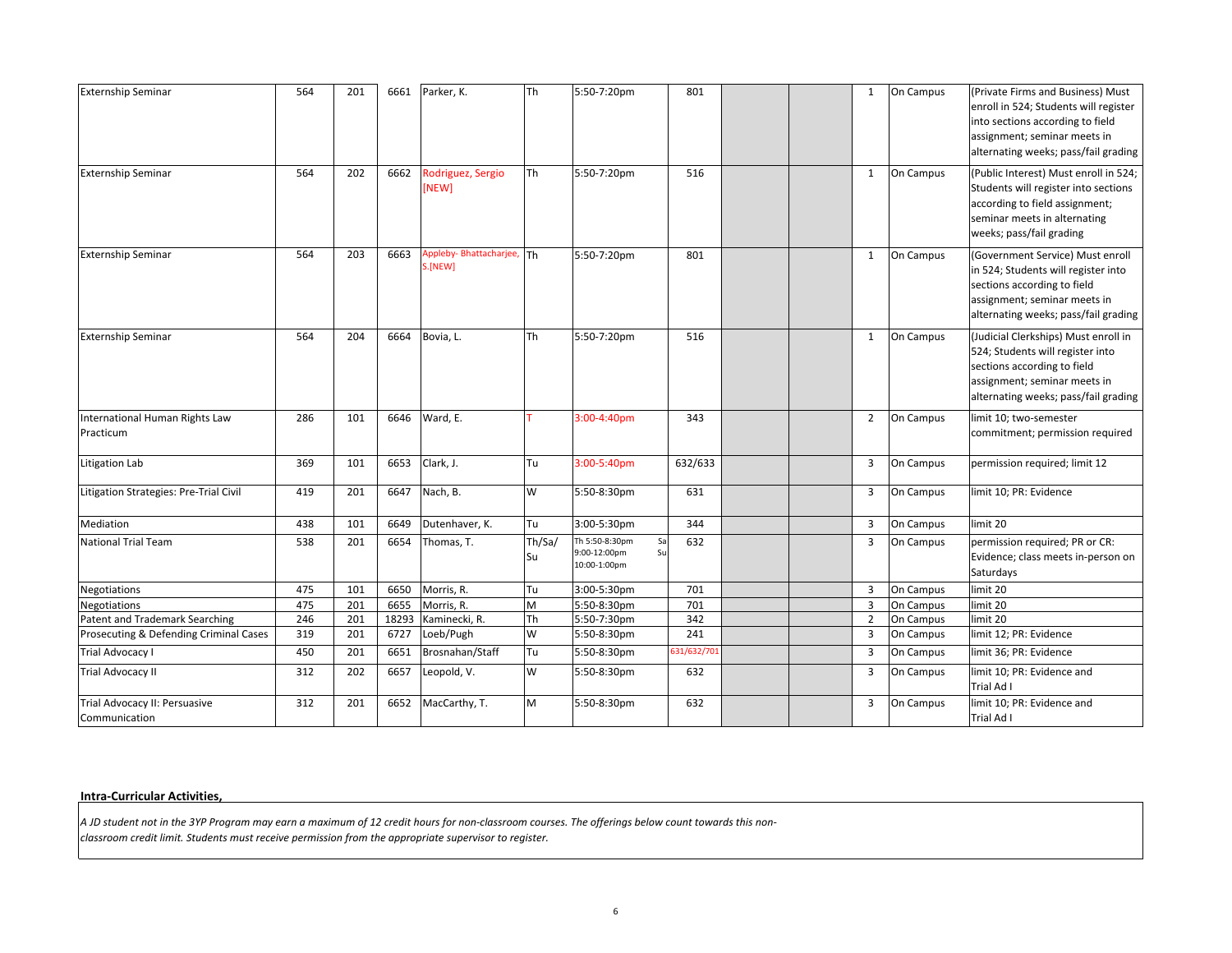| | | | | | | | | | | | | |
|---|---|---|---|---|---|---|---|---|---|---|---|---|
| Externship Seminar | 564 | 201 | 6661 | Parker, K. | Th | 5:50-7:20pm | 801 | | | 1 | On Campus | (Private Firms and Business) Must enroll in 524; Students will register into sections according to field assignment; seminar meets in alternating weeks; pass/fail grading |
| Externship Seminar | 564 | 202 | 6662 | Rodriguez, Sergio [NEW] | Th | 5:50-7:20pm | 516 | | | 1 | On Campus | (Public Interest) Must enroll in 524; Students will register into sections according to field assignment; seminar meets in alternating weeks; pass/fail grading |
| Externship Seminar | 564 | 203 | 6663 | Appleby- Bhattacharjee, S.[NEW] | Th | 5:50-7:20pm | 801 | | | 1 | On Campus | (Government Service) Must enroll in 524; Students will register into sections according to field assignment; seminar meets in alternating weeks; pass/fail grading |
| Externship Seminar | 564 | 204 | 6664 | Bovia, L. | Th | 5:50-7:20pm | 516 | | | 1 | On Campus | (Judicial Clerkships) Must enroll in 524; Students will register into sections according to field assignment; seminar meets in alternating weeks; pass/fail grading |
| International Human Rights Law Practicum | 286 | 101 | 6646 | Ward, E. | T | 3:00-4:40pm | 343 | | | 2 | On Campus | limit 10; two-semester commitment; permission required |
| Litigation Lab | 369 | 101 | 6653 | Clark, J. | Tu | 3:00-5:40pm | 632/633 | | | 3 | On Campus | permission required; limit 12 |
| Litigation Strategies: Pre-Trial Civil | 419 | 201 | 6647 | Nach, B. | W | 5:50-8:30pm | 631 | | | 3 | On Campus | limit 10; PR: Evidence |
| Mediation | 438 | 101 | 6649 | Dutenhaver, K. | Tu | 3:00-5:30pm | 344 | | | 3 | On Campus | limit 20 |
| National Trial Team | 538 | 201 | 6654 | Thomas, T. | Th/Sa/Su | Th 5:50-8:30pm Sa 9:00-12:00pm Su 10:00-1:00pm | 632 | | | 3 | On Campus | permission required; PR or CR: Evidence; class meets in-person on Saturdays |
| Negotiations | 475 | 101 | 6650 | Morris, R. | Tu | 3:00-5:30pm | 701 | | | 3 | On Campus | limit 20 |
| Negotiations | 475 | 201 | 6655 | Morris, R. | M | 5:50-8:30pm | 701 | | | 3 | On Campus | limit 20 |
| Patent and Trademark Searching | 246 | 201 | 18293 | Kaminecki, R. | Th | 5:50-7:30pm | 342 | | | 2 | On Campus | limit 20 |
| Prosecuting & Defending Criminal Cases | 319 | 201 | 6727 | Loeb/Pugh | W | 5:50-8:30pm | 241 | | | 3 | On Campus | limit 12; PR: Evidence |
| Trial Advocacy I | 450 | 201 | 6651 | Brosnahan/Staff | Tu | 5:50-8:30pm | 631/632/701 | | | 3 | On Campus | limit 36; PR: Evidence |
| Trial Advocacy II | 312 | 202 | 6657 | Leopold, V. | W | 5:50-8:30pm | 632 | | | 3 | On Campus | limit 10; PR: Evidence and Trial Ad I |
| Trial Advocacy II: Persuasive Communication | 312 | 201 | 6652 | MacCarthy, T. | M | 5:50-8:30pm | 632 | | | 3 | On Campus | limit 10; PR: Evidence and Trial Ad I |

**Intra-Curricular Activities,**

*A JD student not in the 3YP Program may earn a maximum of 12 credit hours for non-classroom courses. The offerings below count towards this non-classroom credit limit. Students must receive permission from the appropriate supervisor to register.*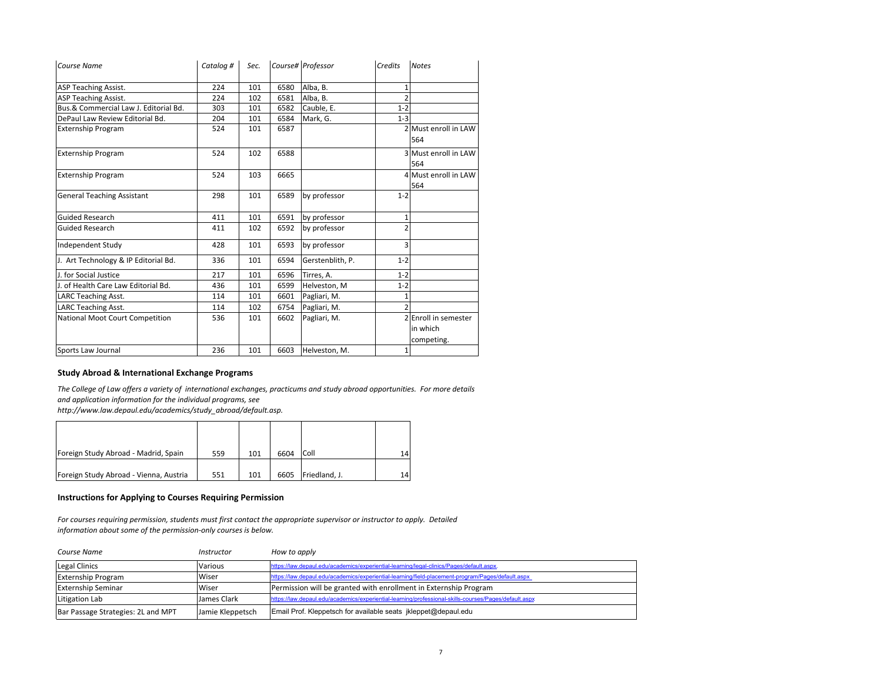| Course Name | Catalog # | Sec. | Course# | Professor | Credits | Notes |
|---|---|---|---|---|---|---|
| ASP Teaching Assist. | 224 | 101 | 6580 | Alba, B. | 1 | |
| ASP Teaching Assist. | 224 | 102 | 6581 | Alba, B. | 2 | |
| Bus.& Commercial Law J. Editorial Bd. | 303 | 101 | 6582 | Cauble, E. | 1-2 | |
| DePaul Law Review Editorial Bd. | 204 | 101 | 6584 | Mark, G. | 1-3 | |
| Externship Program | 524 | 101 | 6587 | | 2 | Must enroll in LAW 564 |
| Externship Program | 524 | 102 | 6588 | | 3 | Must enroll in LAW 564 |
| Externship Program | 524 | 103 | 6665 | | 4 | Must enroll in LAW 564 |
| General Teaching Assistant | 298 | 101 | 6589 | by professor | 1-2 | |
| Guided Research | 411 | 101 | 6591 | by professor | 1 | |
| Guided Research | 411 | 102 | 6592 | by professor | 2 | |
| Independent Study | 428 | 101 | 6593 | by professor | 3 | |
| J. Art Technology & IP Editorial Bd. | 336 | 101 | 6594 | Gerstenblith, P. | 1-2 | |
| J. for Social Justice | 217 | 101 | 6596 | Tirres, A. | 1-2 | |
| J. of Health Care Law Editorial Bd. | 436 | 101 | 6599 | Helveston, M | 1-2 | |
| LARC Teaching Asst. | 114 | 101 | 6601 | Pagliari, M. | 1 | |
| LARC Teaching Asst. | 114 | 102 | 6754 | Pagliari, M. | 2 | |
| National Moot Court Competition | 536 | 101 | 6602 | Pagliari, M. | 2 | Enroll in semester in which competing. |
| Sports Law Journal | 236 | 101 | 6603 | Helveston, M. | 1 | |

### Study Abroad & International Exchange Programs

*The College of Law offers a variety of international exchanges, practicums and study abroad opportunities. For more details and application information for the individual programs, see http://www.law.depaul.edu/academics/study_abroad/default.asp.*

| | | | | | |
|---|---|---|---|---|---|
| Foreign Study Abroad - Madrid, Spain | 559 | 101 | 6604 | Coll | 14 |
| Foreign Study Abroad - Vienna, Austria | 551 | 101 | 6605 | Friedland, J. | 14 |

### Instructions for Applying to Courses Requiring Permission

*For courses requiring permission, students must first contact the appropriate supervisor or instructor to apply. Detailed information about some of the permission-only courses is below.*

| Course Name | Instructor | How to apply |
|---|---|---|
| Legal Clinics | Various | https://law.depaul.edu/academics/experiential-learning/legal-clinics/Pages/default.aspx. |
| Externship Program | Wiser | https://law.depaul.edu/academics/experiential-learning/field-placement-program/Pages/default.aspx |
| Externship Seminar | Wiser | Permission will be granted with enrollment in Externship Program |
| Litigation Lab | James Clark | https://law.depaul.edu/academics/experiential-learning/professional-skills-courses/Pages/default.aspx |
| Bar Passage Strategies: 2L and MPT | Jamie Kleppetsch | Email Prof. Kleppetsch for available seats jkleppet@depaul.edu |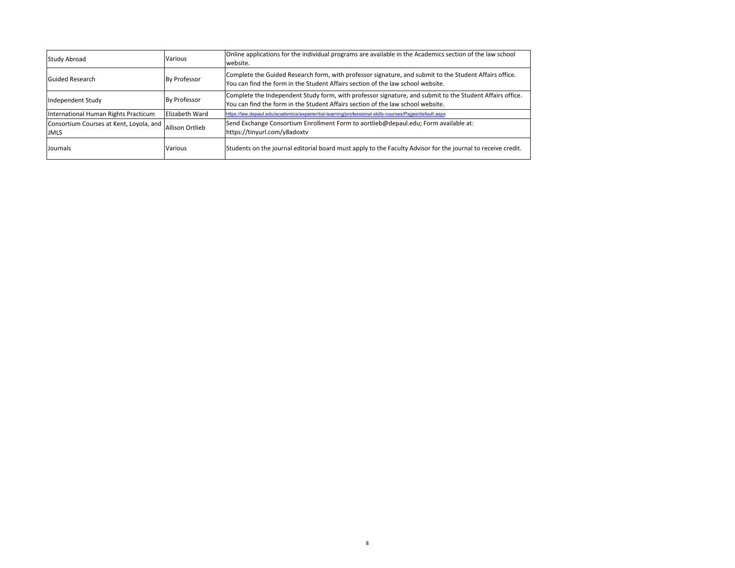| | | |
|---|---|---|
| Study Abroad | Various | Online applications for the individual programs are available in the Academics section of the law school website. |
| Guided Research | By Professor | Complete the Guided Research form, with professor signature, and submit to the Student Affairs office. You can find the form in the Student Affairs section of the law school website. |
| Independent Study | By Professor | Complete the Independent Study form, with professor signature, and submit to the Student Affairs office. You can find the form in the Student Affairs section of the law school website. |
| International Human Rights Practicum | Elizabeth Ward | https://law.depaul.edu/academics/experiential-learning/professional-skills-courses/Pages/default.aspx |
| Consortium Courses at Kent, Loyola, and JMLS | Allison Ortlieb | Send Exchange Consortium Enrollment Form to aortlieb@depaul.edu; Form available at: https://tinyurl.com/y8adoxtv |
| Journals | Various | Students on the journal editorial board must apply to the Faculty Advisor for the journal to receive credit. |